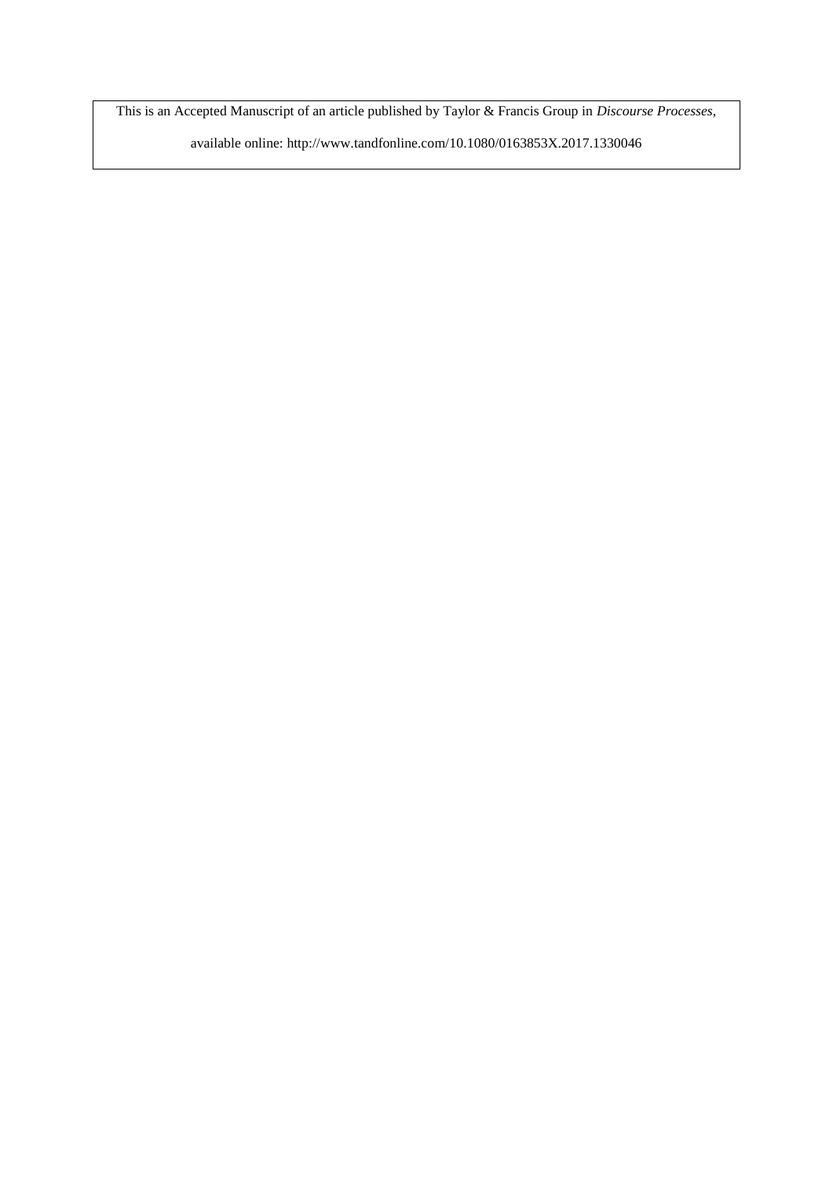This is an Accepted Manuscript of an article published by Taylor & Francis Group in *Discourse Processes*, available online: http://www.tandfonline.com/10.1080/0163853X.2017.1330046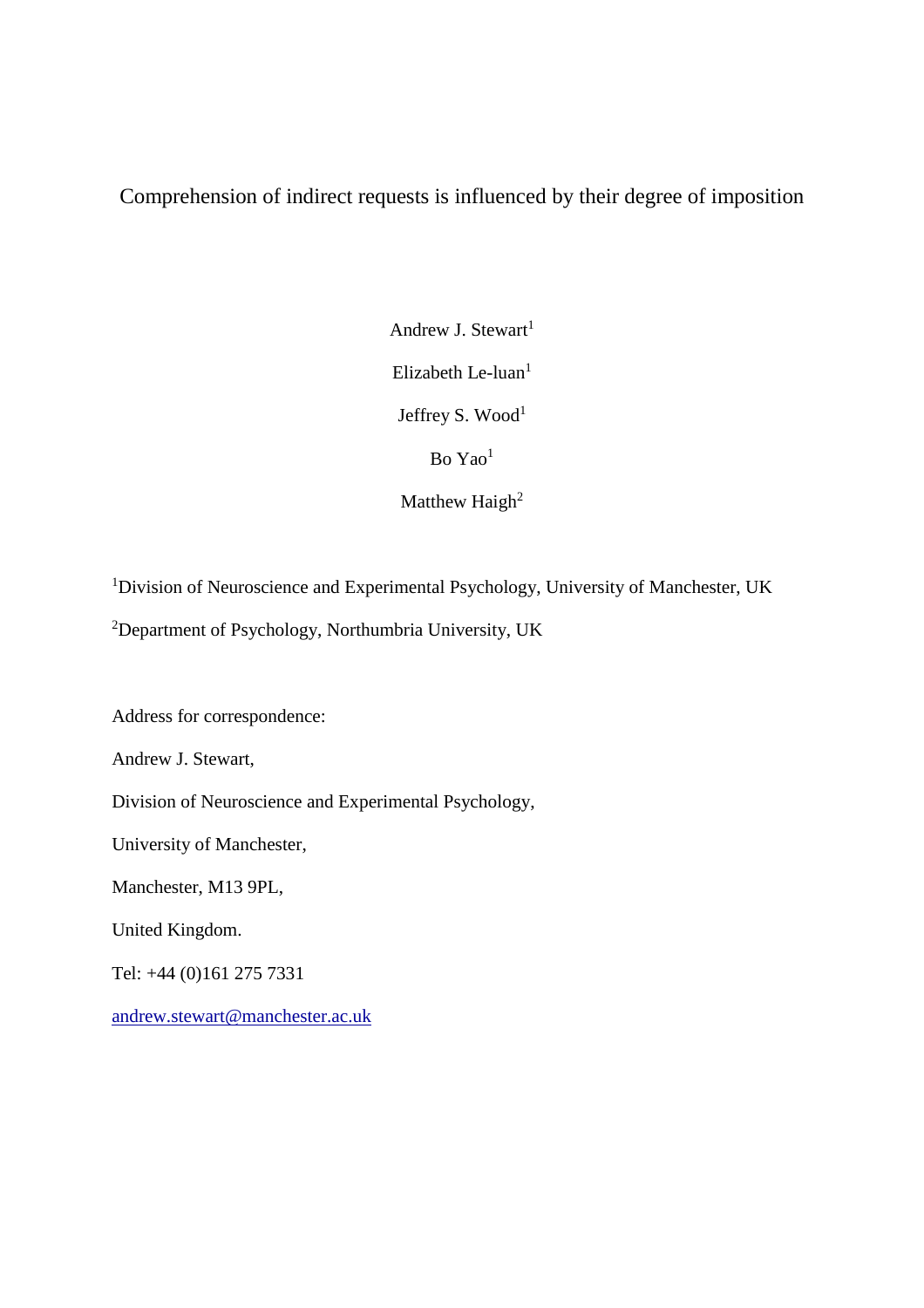# Comprehension of indirect requests is influenced by their degree of imposition

Andrew J. Stewart[1]

Elizabeth Le-luan[1]

Jeffrey S. Wood[1]

Bo Yao[1]

Matthew Haigh[2]

[1]Division of Neuroscience and Experimental Psychology, University of Manchester, UK

[2]Department of Psychology, Northumbria University, UK

Address for correspondence:

Andrew J. Stewart,

Division of Neuroscience and Experimental Psychology,

University of Manchester,

Manchester, M13 9PL,

United Kingdom.

Tel: +44 (0)161 275 7331

andrew.stewart@manchester.ac.uk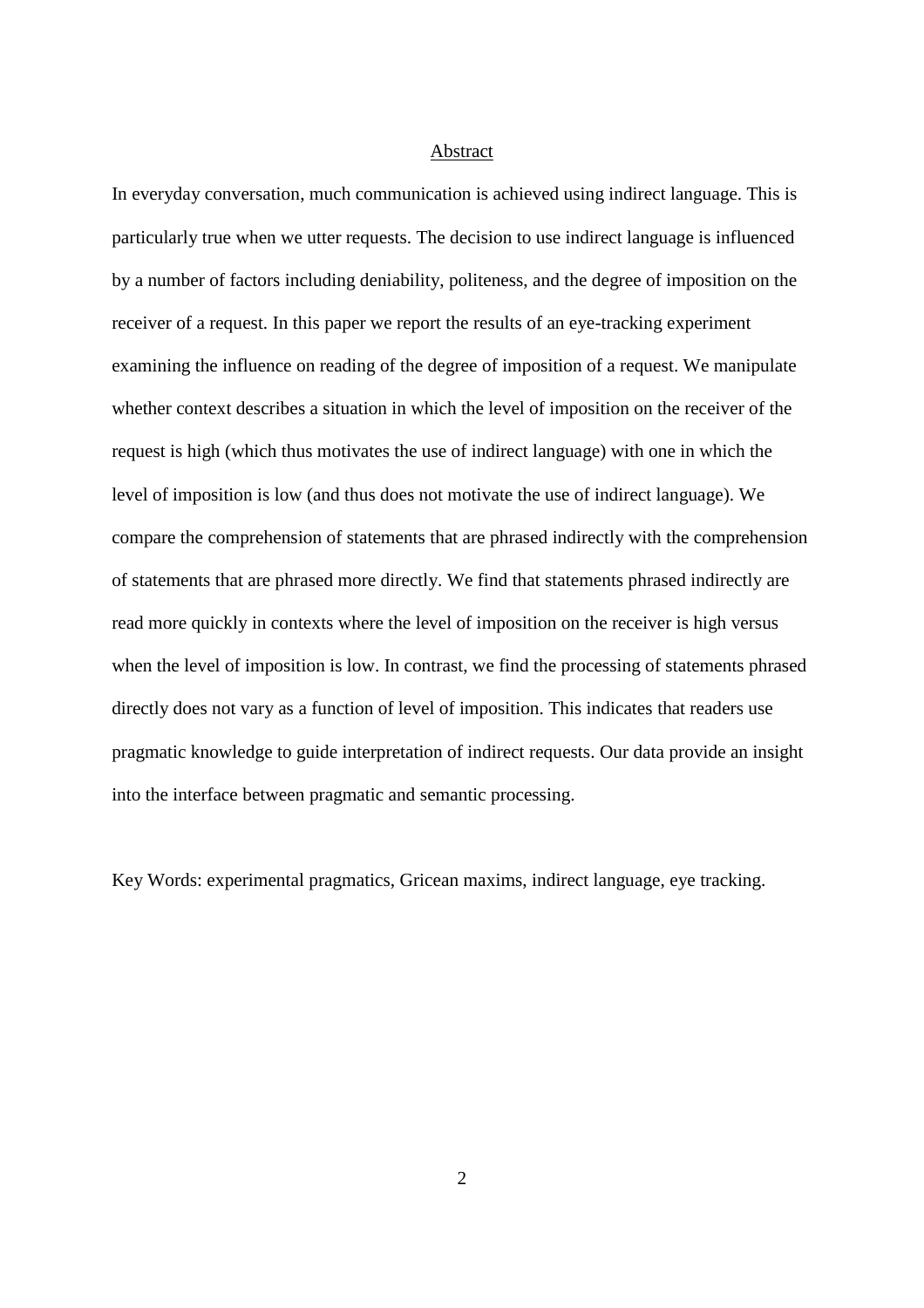## Abstract

In everyday conversation, much communication is achieved using indirect language. This is particularly true when we utter requests. The decision to use indirect language is influenced by a number of factors including deniability, politeness, and the degree of imposition on the receiver of a request. In this paper we report the results of an eye-tracking experiment examining the influence on reading of the degree of imposition of a request. We manipulate whether context describes a situation in which the level of imposition on the receiver of the request is high (which thus motivates the use of indirect language) with one in which the level of imposition is low (and thus does not motivate the use of indirect language). We compare the comprehension of statements that are phrased indirectly with the comprehension of statements that are phrased more directly. We find that statements phrased indirectly are read more quickly in contexts where the level of imposition on the receiver is high versus when the level of imposition is low. In contrast, we find the processing of statements phrased directly does not vary as a function of level of imposition. This indicates that readers use pragmatic knowledge to guide interpretation of indirect requests. Our data provide an insight into the interface between pragmatic and semantic processing.

Key Words: experimental pragmatics, Gricean maxims, indirect language, eye tracking.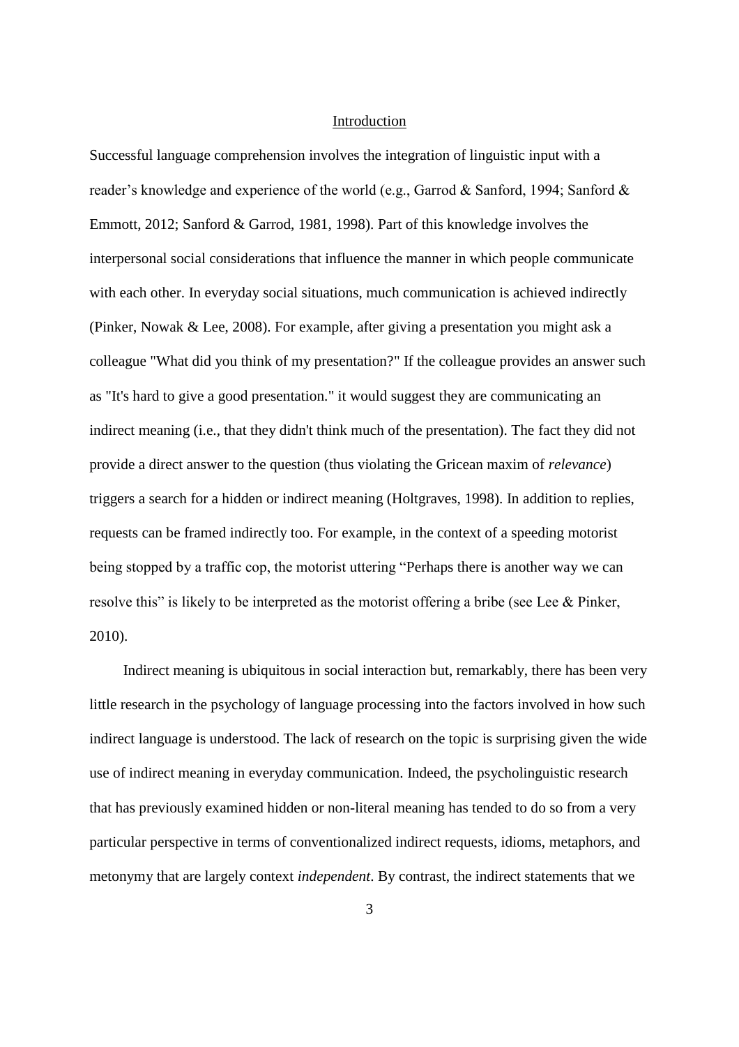## Introduction

Successful language comprehension involves the integration of linguistic input with a reader's knowledge and experience of the world (e.g., Garrod & Sanford, 1994; Sanford & Emmott, 2012; Sanford & Garrod, 1981, 1998). Part of this knowledge involves the interpersonal social considerations that influence the manner in which people communicate with each other. In everyday social situations, much communication is achieved indirectly (Pinker, Nowak & Lee, 2008). For example, after giving a presentation you might ask a colleague "What did you think of my presentation?" If the colleague provides an answer such as "It's hard to give a good presentation." it would suggest they are communicating an indirect meaning (i.e., that they didn't think much of the presentation). The fact they did not provide a direct answer to the question (thus violating the Gricean maxim of *relevance*) triggers a search for a hidden or indirect meaning (Holtgraves, 1998). In addition to replies, requests can be framed indirectly too. For example, in the context of a speeding motorist being stopped by a traffic cop, the motorist uttering "Perhaps there is another way we can resolve this" is likely to be interpreted as the motorist offering a bribe (see Lee & Pinker, 2010).

Indirect meaning is ubiquitous in social interaction but, remarkably, there has been very little research in the psychology of language processing into the factors involved in how such indirect language is understood. The lack of research on the topic is surprising given the wide use of indirect meaning in everyday communication. Indeed, the psycholinguistic research that has previously examined hidden or non-literal meaning has tended to do so from a very particular perspective in terms of conventionalized indirect requests, idioms, metaphors, and metonymy that are largely context *independent*. By contrast, the indirect statements that we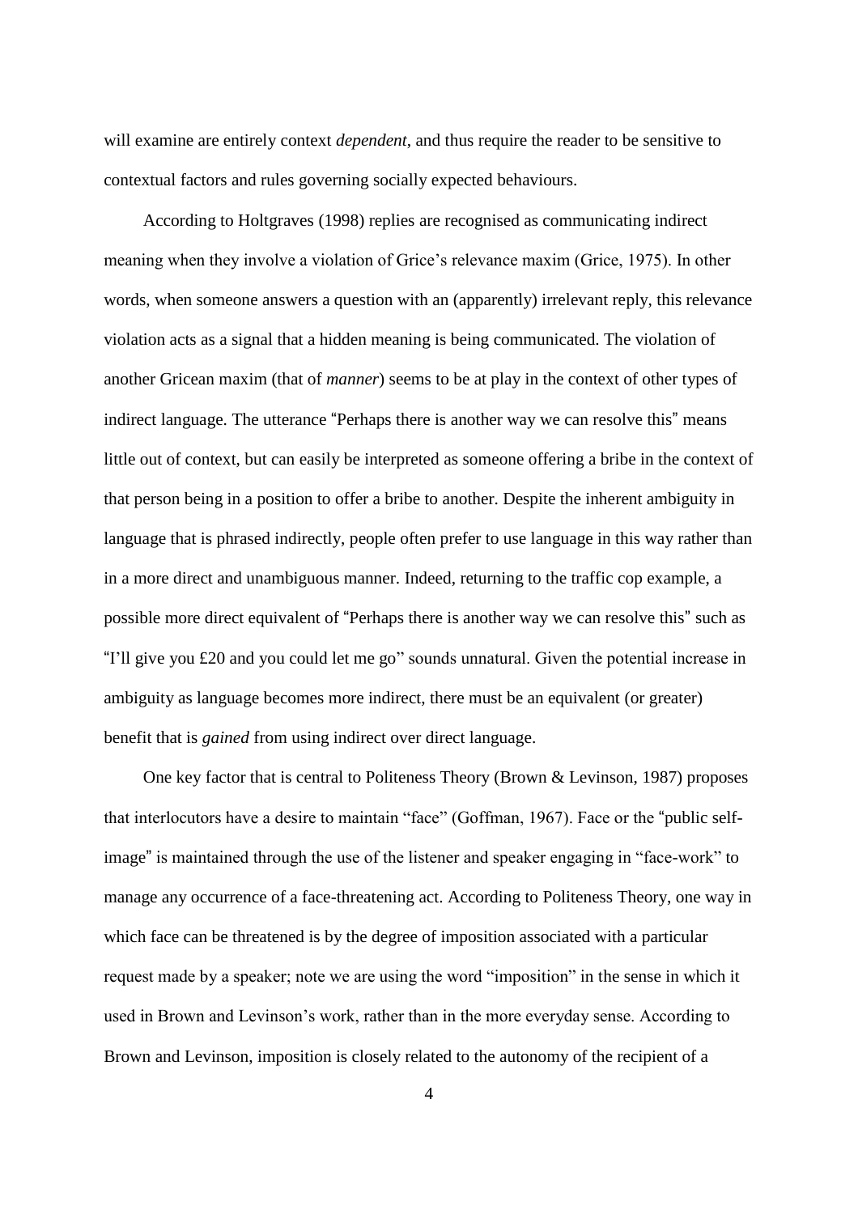will examine are entirely context *dependent*, and thus require the reader to be sensitive to contextual factors and rules governing socially expected behaviours.

According to Holtgraves (1998) replies are recognised as communicating indirect meaning when they involve a violation of Grice's relevance maxim (Grice, 1975). In other words, when someone answers a question with an (apparently) irrelevant reply, this relevance violation acts as a signal that a hidden meaning is being communicated. The violation of another Gricean maxim (that of *manner*) seems to be at play in the context of other types of indirect language. The utterance "Perhaps there is another way we can resolve this" means little out of context, but can easily be interpreted as someone offering a bribe in the context of that person being in a position to offer a bribe to another. Despite the inherent ambiguity in language that is phrased indirectly, people often prefer to use language in this way rather than in a more direct and unambiguous manner. Indeed, returning to the traffic cop example, a possible more direct equivalent of "Perhaps there is another way we can resolve this" such as "I'll give you £20 and you could let me go" sounds unnatural. Given the potential increase in ambiguity as language becomes more indirect, there must be an equivalent (or greater) benefit that is *gained* from using indirect over direct language.

One key factor that is central to Politeness Theory (Brown & Levinson, 1987) proposes that interlocutors have a desire to maintain "face" (Goffman, 1967). Face or the "public self-image" is maintained through the use of the listener and speaker engaging in "face-work" to manage any occurrence of a face-threatening act. According to Politeness Theory, one way in which face can be threatened is by the degree of imposition associated with a particular request made by a speaker; note we are using the word "imposition" in the sense in which it used in Brown and Levinson's work, rather than in the more everyday sense. According to Brown and Levinson, imposition is closely related to the autonomy of the recipient of a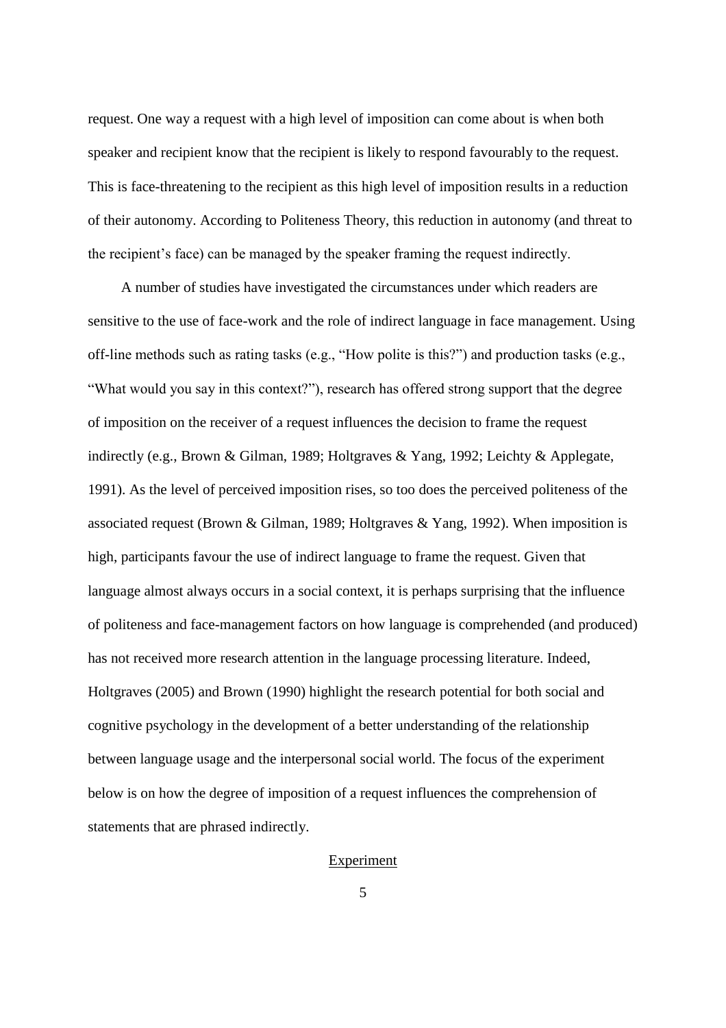request. One way a request with a high level of imposition can come about is when both speaker and recipient know that the recipient is likely to respond favourably to the request. This is face-threatening to the recipient as this high level of imposition results in a reduction of their autonomy. According to Politeness Theory, this reduction in autonomy (and threat to the recipient's face) can be managed by the speaker framing the request indirectly.

A number of studies have investigated the circumstances under which readers are sensitive to the use of face-work and the role of indirect language in face management. Using off-line methods such as rating tasks (e.g., "How polite is this?") and production tasks (e.g., "What would you say in this context?"), research has offered strong support that the degree of imposition on the receiver of a request influences the decision to frame the request indirectly (e.g., Brown & Gilman, 1989; Holtgraves & Yang, 1992; Leichty & Applegate, 1991). As the level of perceived imposition rises, so too does the perceived politeness of the associated request (Brown & Gilman, 1989; Holtgraves & Yang, 1992). When imposition is high, participants favour the use of indirect language to frame the request. Given that language almost always occurs in a social context, it is perhaps surprising that the influence of politeness and face-management factors on how language is comprehended (and produced) has not received more research attention in the language processing literature. Indeed, Holtgraves (2005) and Brown (1990) highlight the research potential for both social and cognitive psychology in the development of a better understanding of the relationship between language usage and the interpersonal social world. The focus of the experiment below is on how the degree of imposition of a request influences the comprehension of statements that are phrased indirectly.

## Experiment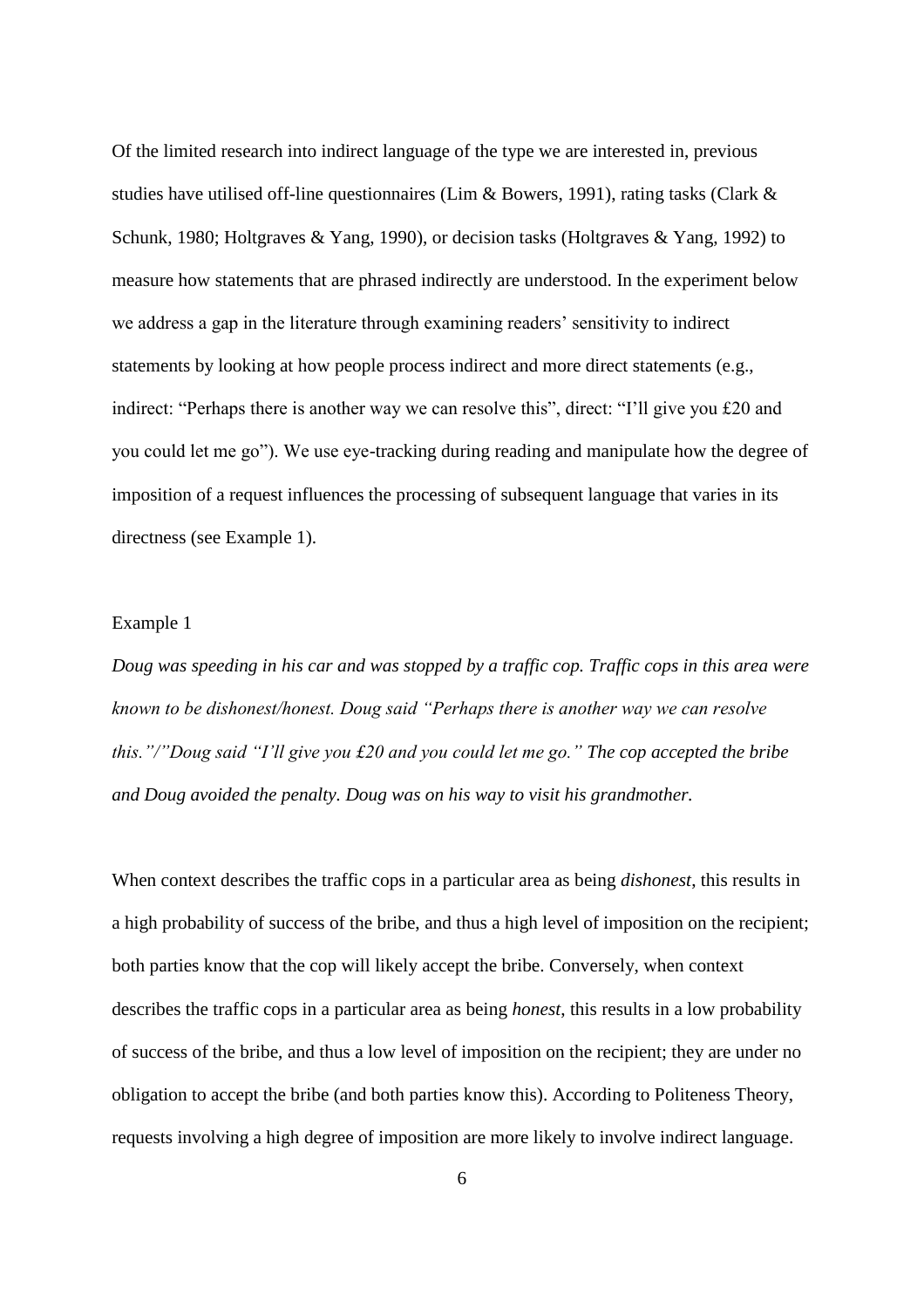Of the limited research into indirect language of the type we are interested in, previous studies have utilised off-line questionnaires (Lim & Bowers, 1991), rating tasks (Clark & Schunk, 1980; Holtgraves & Yang, 1990), or decision tasks (Holtgraves & Yang, 1992) to measure how statements that are phrased indirectly are understood. In the experiment below we address a gap in the literature through examining readers' sensitivity to indirect statements by looking at how people process indirect and more direct statements (e.g., indirect: "Perhaps there is another way we can resolve this", direct: "I'll give you £20 and you could let me go"). We use eye-tracking during reading and manipulate how the degree of imposition of a request influences the processing of subsequent language that varies in its directness (see Example 1).

Example 1

*Doug was speeding in his car and was stopped by a traffic cop. Traffic cops in this area were known to be dishonest/honest. Doug said "Perhaps there is another way we can resolve this."/"Doug said "I'll give you £20 and you could let me go." The cop accepted the bribe and Doug avoided the penalty. Doug was on his way to visit his grandmother.*

When context describes the traffic cops in a particular area as being *dishonest*, this results in a high probability of success of the bribe, and thus a high level of imposition on the recipient; both parties know that the cop will likely accept the bribe. Conversely, when context describes the traffic cops in a particular area as being *honest*, this results in a low probability of success of the bribe, and thus a low level of imposition on the recipient; they are under no obligation to accept the bribe (and both parties know this). According to Politeness Theory, requests involving a high degree of imposition are more likely to involve indirect language.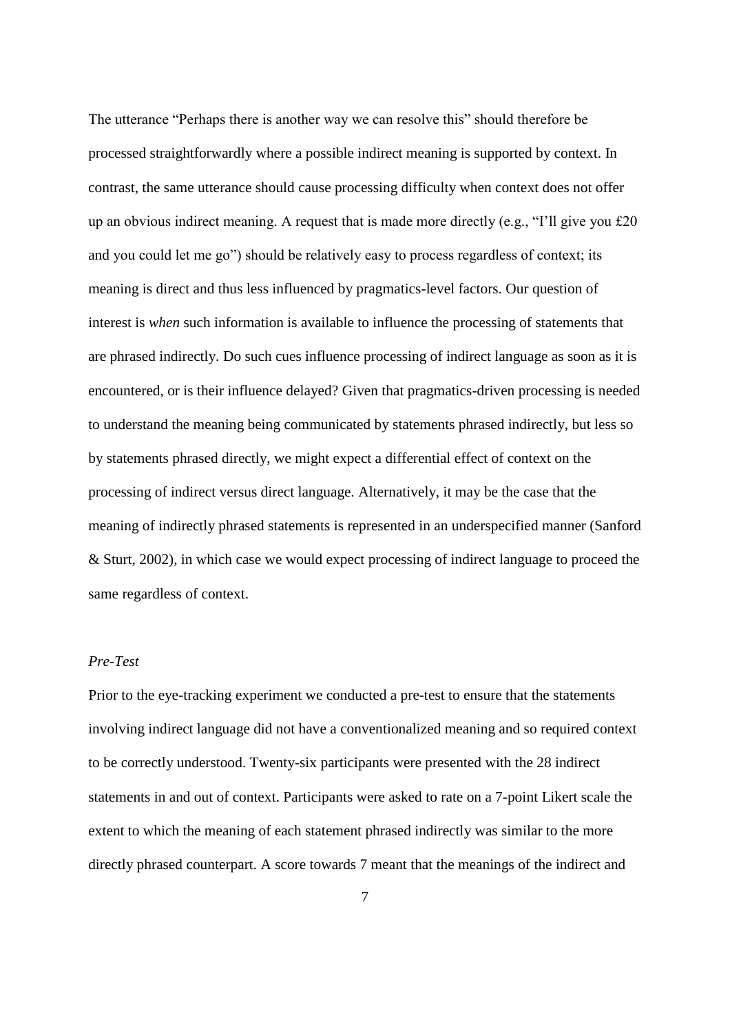The utterance "Perhaps there is another way we can resolve this" should therefore be processed straightforwardly where a possible indirect meaning is supported by context. In contrast, the same utterance should cause processing difficulty when context does not offer up an obvious indirect meaning. A request that is made more directly (e.g., "I'll give you £20 and you could let me go") should be relatively easy to process regardless of context; its meaning is direct and thus less influenced by pragmatics-level factors. Our question of interest is *when* such information is available to influence the processing of statements that are phrased indirectly. Do such cues influence processing of indirect language as soon as it is encountered, or is their influence delayed? Given that pragmatics-driven processing is needed to understand the meaning being communicated by statements phrased indirectly, but less so by statements phrased directly, we might expect a differential effect of context on the processing of indirect versus direct language. Alternatively, it may be the case that the meaning of indirectly phrased statements is represented in an underspecified manner (Sanford & Sturt, 2002), in which case we would expect processing of indirect language to proceed the same regardless of context.

*Pre-Test*

Prior to the eye-tracking experiment we conducted a pre-test to ensure that the statements involving indirect language did not have a conventionalized meaning and so required context to be correctly understood. Twenty-six participants were presented with the 28 indirect statements in and out of context. Participants were asked to rate on a 7-point Likert scale the extent to which the meaning of each statement phrased indirectly was similar to the more directly phrased counterpart. A score towards 7 meant that the meanings of the indirect and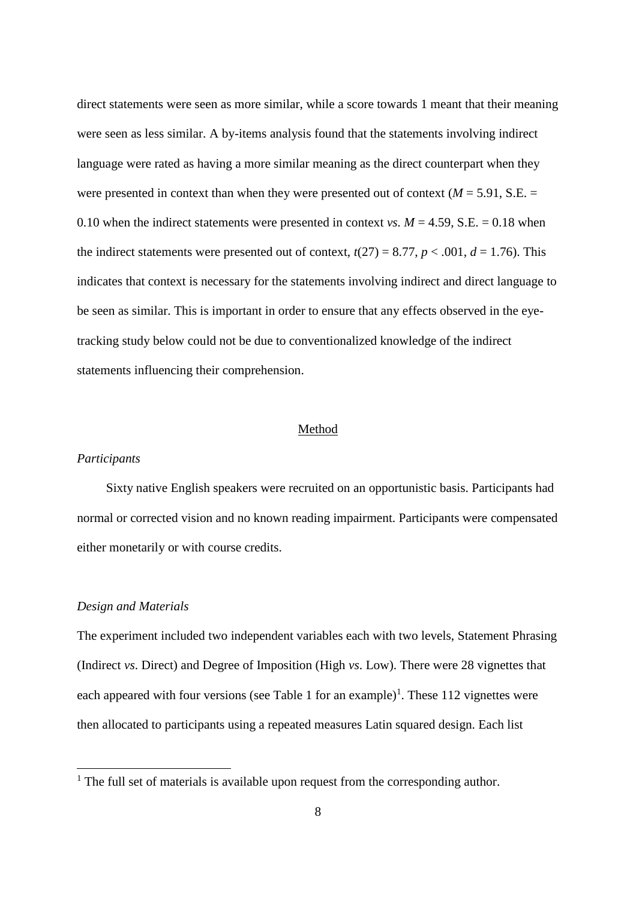direct statements were seen as more similar, while a score towards 1 meant that their meaning were seen as less similar. A by-items analysis found that the statements involving indirect language were rated as having a more similar meaning as the direct counterpart when they were presented in context than when they were presented out of context ($M$ = 5.91, S.E. = 0.10 when the indirect statements were presented in context *vs.* $M$ = 4.59, S.E. = 0.18 when the indirect statements were presented out of context, $t(27) = 8.77$, $p < .001$, $d = 1.76$). This indicates that context is necessary for the statements involving indirect and direct language to be seen as similar. This is important in order to ensure that any effects observed in the eye-tracking study below could not be due to conventionalized knowledge of the indirect statements influencing their comprehension.

## Method

### *Participants*

Sixty native English speakers were recruited on an opportunistic basis. Participants had normal or corrected vision and no known reading impairment. Participants were compensated either monetarily or with course credits.

### *Design and Materials*

The experiment included two independent variables each with two levels, Statement Phrasing (Indirect *vs*. Direct) and Degree of Imposition (High *vs*. Low). There were 28 vignettes that each appeared with four versions (see Table 1 for an example)[1]. These 112 vignettes were then allocated to participants using a repeated measures Latin squared design. Each list

[1] The full set of materials is available upon request from the corresponding author.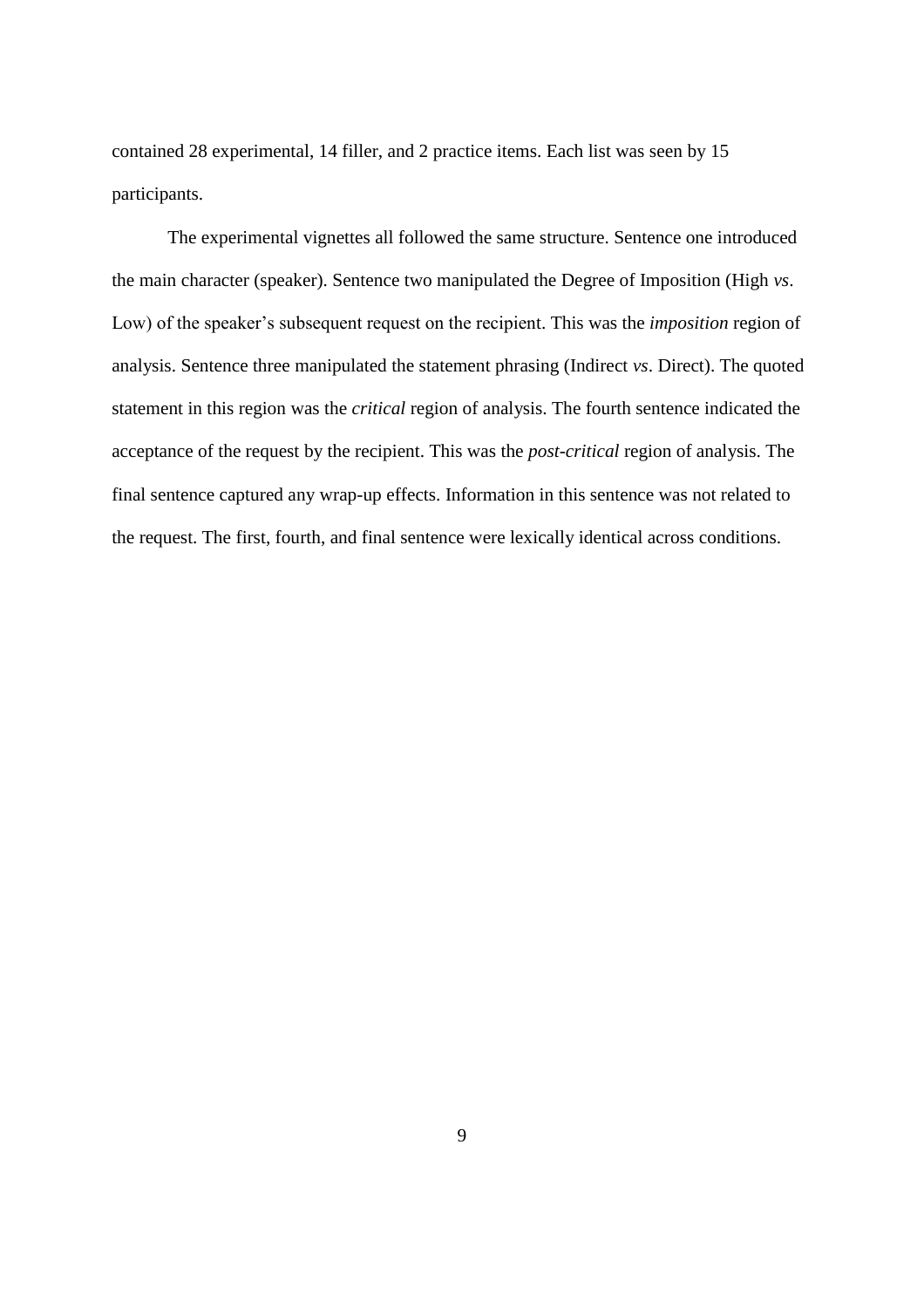contained 28 experimental, 14 filler, and 2 practice items. Each list was seen by 15 participants.

The experimental vignettes all followed the same structure. Sentence one introduced the main character (speaker). Sentence two manipulated the Degree of Imposition (High *vs*. Low) of the speaker's subsequent request on the recipient. This was the *imposition* region of analysis. Sentence three manipulated the statement phrasing (Indirect *vs*. Direct). The quoted statement in this region was the *critical* region of analysis. The fourth sentence indicated the acceptance of the request by the recipient. This was the *post-critical* region of analysis. The final sentence captured any wrap-up effects. Information in this sentence was not related to the request. The first, fourth, and final sentence were lexically identical across conditions.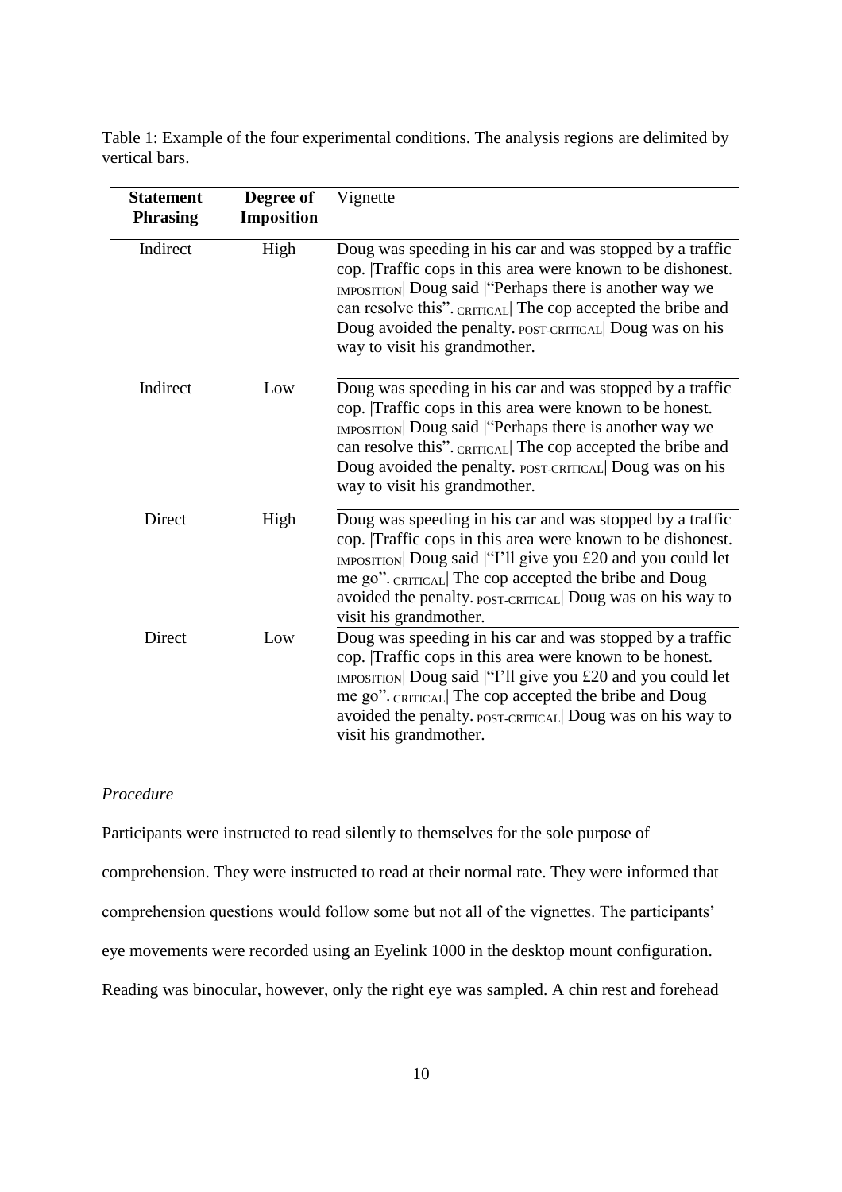Table 1: Example of the four experimental conditions. The analysis regions are delimited by vertical bars.

| **Statement Phrasing** | **Degree of Imposition** | Vignette |
|---|---|---|
| Indirect | High | Doug was speeding in his car and was stopped by a traffic cop. \|Traffic cops in this area were known to be dishonest. IMPOSITION\| Doug said \|"Perhaps there is another way we can resolve this". CRITICAL\| The cop accepted the bribe and Doug avoided the penalty. POST-CRITICAL\| Doug was on his way to visit his grandmother. |
| Indirect | Low | Doug was speeding in his car and was stopped by a traffic cop. \|Traffic cops in this area were known to be honest. IMPOSITION\| Doug said \|"Perhaps there is another way we can resolve this". CRITICAL\| The cop accepted the bribe and Doug avoided the penalty. POST-CRITICAL\| Doug was on his way to visit his grandmother. |
| Direct | High | Doug was speeding in his car and was stopped by a traffic cop. \|Traffic cops in this area were known to be dishonest. IMPOSITION\| Doug said \|"I'll give you £20 and you could let me go". CRITICAL\| The cop accepted the bribe and Doug avoided the penalty. POST-CRITICAL\| Doug was on his way to visit his grandmother. |
| Direct | Low | Doug was speeding in his car and was stopped by a traffic cop. \|Traffic cops in this area were known to be honest. IMPOSITION\| Doug said \|"I'll give you £20 and you could let me go". CRITICAL\| The cop accepted the bribe and Doug avoided the penalty. POST-CRITICAL\| Doug was on his way to visit his grandmother. |

*Procedure*

Participants were instructed to read silently to themselves for the sole purpose of comprehension. They were instructed to read at their normal rate. They were informed that comprehension questions would follow some but not all of the vignettes. The participants' eye movements were recorded using an Eyelink 1000 in the desktop mount configuration. Reading was binocular, however, only the right eye was sampled. A chin rest and forehead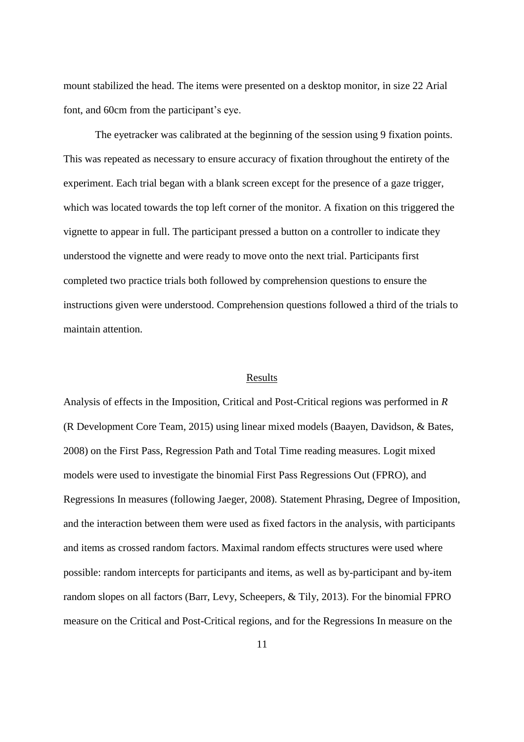mount stabilized the head. The items were presented on a desktop monitor, in size 22 Arial font, and 60cm from the participant's eye.

The eyetracker was calibrated at the beginning of the session using 9 fixation points. This was repeated as necessary to ensure accuracy of fixation throughout the entirety of the experiment. Each trial began with a blank screen except for the presence of a gaze trigger, which was located towards the top left corner of the monitor. A fixation on this triggered the vignette to appear in full. The participant pressed a button on a controller to indicate they understood the vignette and were ready to move onto the next trial. Participants first completed two practice trials both followed by comprehension questions to ensure the instructions given were understood. Comprehension questions followed a third of the trials to maintain attention.

## Results

Analysis of effects in the Imposition, Critical and Post-Critical regions was performed in *R* (R Development Core Team, 2015) using linear mixed models (Baayen, Davidson, & Bates, 2008) on the First Pass, Regression Path and Total Time reading measures. Logit mixed models were used to investigate the binomial First Pass Regressions Out (FPRO), and Regressions In measures (following Jaeger, 2008). Statement Phrasing, Degree of Imposition, and the interaction between them were used as fixed factors in the analysis, with participants and items as crossed random factors. Maximal random effects structures were used where possible: random intercepts for participants and items, as well as by-participant and by-item random slopes on all factors (Barr, Levy, Scheepers, & Tily, 2013). For the binomial FPRO measure on the Critical and Post-Critical regions, and for the Regressions In measure on the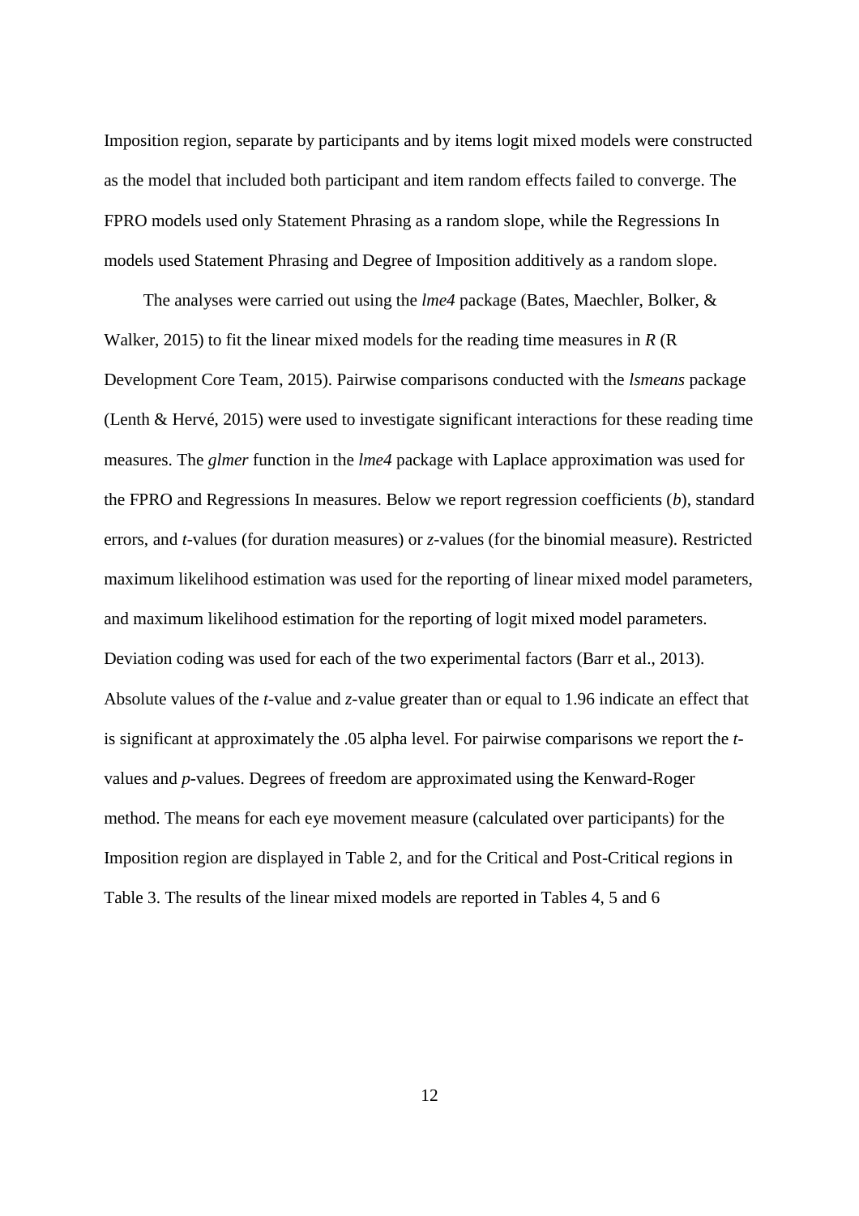Imposition region, separate by participants and by items logit mixed models were constructed as the model that included both participant and item random effects failed to converge. The FPRO models used only Statement Phrasing as a random slope, while the Regressions In models used Statement Phrasing and Degree of Imposition additively as a random slope.

The analyses were carried out using the *lme4* package (Bates, Maechler, Bolker, & Walker, 2015) to fit the linear mixed models for the reading time measures in *R* (R Development Core Team, 2015). Pairwise comparisons conducted with the *lsmeans* package (Lenth & Hervé, 2015) were used to investigate significant interactions for these reading time measures. The *glmer* function in the *lme4* package with Laplace approximation was used for the FPRO and Regressions In measures. Below we report regression coefficients (*b*), standard errors, and *t*-values (for duration measures) or *z*-values (for the binomial measure). Restricted maximum likelihood estimation was used for the reporting of linear mixed model parameters, and maximum likelihood estimation for the reporting of logit mixed model parameters. Deviation coding was used for each of the two experimental factors (Barr et al., 2013). Absolute values of the *t*-value and *z*-value greater than or equal to 1.96 indicate an effect that is significant at approximately the .05 alpha level. For pairwise comparisons we report the *t*-values and *p*-values. Degrees of freedom are approximated using the Kenward-Roger method. The means for each eye movement measure (calculated over participants) for the Imposition region are displayed in Table 2, and for the Critical and Post-Critical regions in Table 3. The results of the linear mixed models are reported in Tables 4, 5 and 6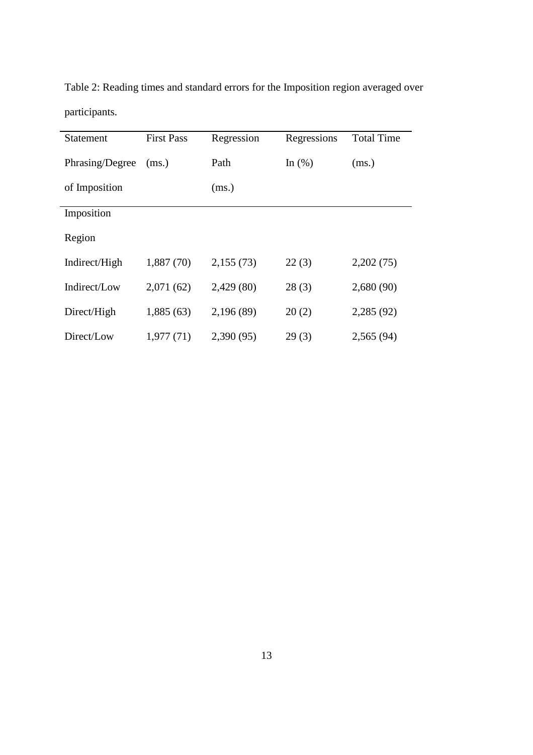Table 2: Reading times and standard errors for the Imposition region averaged over participants.

| Statement Phrasing/Degree of Imposition | First Pass (ms.) | Regression Path (ms.) | Regressions In (%) | Total Time (ms.) |
|---|---|---|---|---|
| Imposition Region | | | | |
| Indirect/High | 1,887 (70) | 2,155 (73) | 22 (3) | 2,202 (75) |
| Indirect/Low | 2,071 (62) | 2,429 (80) | 28 (3) | 2,680 (90) |
| Direct/High | 1,885 (63) | 2,196 (89) | 20 (2) | 2,285 (92) |
| Direct/Low | 1,977 (71) | 2,390 (95) | 29 (3) | 2,565 (94) |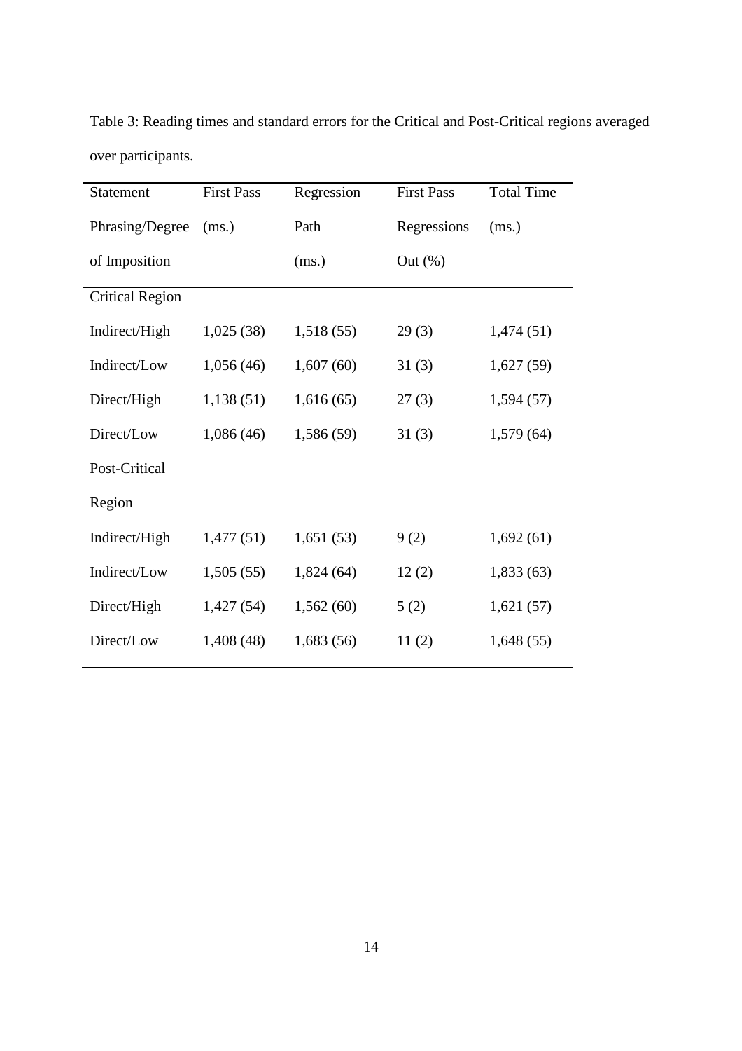Table 3: Reading times and standard errors for the Critical and Post-Critical regions averaged over participants.

| Statement Phrasing/Degree of Imposition | First Pass (ms.) | Regression Path (ms.) | First Pass Regressions Out (%) | Total Time (ms.) |
|---|---|---|---|---|
| Critical Region | | | | |
| Indirect/High | 1,025 (38) | 1,518 (55) | 29 (3) | 1,474 (51) |
| Indirect/Low | 1,056 (46) | 1,607 (60) | 31 (3) | 1,627 (59) |
| Direct/High | 1,138 (51) | 1,616 (65) | 27 (3) | 1,594 (57) |
| Direct/Low | 1,086 (46) | 1,586 (59) | 31 (3) | 1,579 (64) |
| Post-Critical Region | | | | |
| Indirect/High | 1,477 (51) | 1,651 (53) | 9 (2) | 1,692 (61) |
| Indirect/Low | 1,505 (55) | 1,824 (64) | 12 (2) | 1,833 (63) |
| Direct/High | 1,427 (54) | 1,562 (60) | 5 (2) | 1,621 (57) |
| Direct/Low | 1,408 (48) | 1,683 (56) | 11 (2) | 1,648 (55) |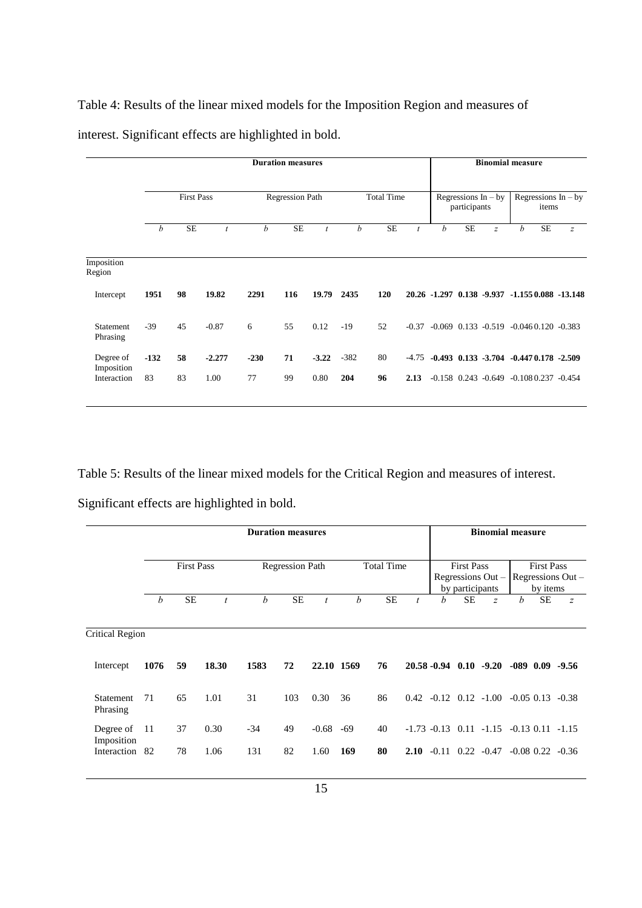Table 4: Results of the linear mixed models for the Imposition Region and measures of interest. Significant effects are highlighted in bold.

| | Duration measures | | | | | | | | | Binomial measure | | | | | |
|---|---|---|---|---|---|---|---|---|---|---|---|---|---|---|---|
| | First Pass | | | Regression Path | | | Total Time | | | Regressions In – by participants | | | Regressions In – by items | | |
| | *b* | SE | *t* | *b* | SE | *t* | *b* | SE | *t* | *b* | SE | *z* | *b* | SE | *z* |
| Imposition Region | | | | | | | | | | | | | | | |
| Intercept | **1951** | **98** | **19.82** | **2291** | **116** | **19.79** | **2435** | **120** | **20.26** | **-1.297** | **0.138** | **-9.937** | **-1.155** | **0.088** | **-13.148** |
| Statement Phrasing | -39 | 45 | -0.87 | 6 | 55 | 0.12 | -19 | 52 | -0.37 | -0.069 | 0.133 | -0.519 | -0.046 | 0.120 | -0.383 |
| Degree of Imposition | **-132** | **58** | **-2.277** | **-230** | **71** | **-3.22** | -382 | 80 | -4.75 | **-0.493** | **0.133** | **-3.704** | **-0.447** | **0.178** | **-2.509** |
| Interaction | 83 | 83 | 1.00 | 77 | 99 | 0.80 | **204** | **96** | **2.13** | -0.158 | 0.243 | -0.649 | -0.108 | 0.237 | -0.454 |

Table 5: Results of the linear mixed models for the Critical Region and measures of interest. Significant effects are highlighted in bold.

| | Duration measures | | | | | | | | | Binomial measure | | | | | |
|---|---|---|---|---|---|---|---|---|---|---|---|---|---|---|---|
| | First Pass | | | Regression Path | | | Total Time | | | First Pass Regressions Out – by participants | | | First Pass Regressions Out – by items | | |
| | *b* | SE | *t* | *b* | SE | *t* | *b* | SE | *t* | *b* | SE | *z* | *b* | SE | *z* |
| Critical Region | | | | | | | | | | | | | | | |
| Intercept | **1076** | **59** | **18.30** | **1583** | **72** | **22.10** | **1569** | **76** | **20.58** | **-0.94** | **0.10** | **-9.20** | **-089** | **0.09** | **-9.56** |
| Statement Phrasing | 71 | 65 | 1.01 | 31 | 103 | 0.30 | 36 | 86 | 0.42 | -0.12 | 0.12 | -1.00 | -0.05 | 0.13 | -0.38 |
| Degree of Imposition | 11 | 37 | 0.30 | -34 | 49 | -0.68 | -69 | 40 | -1.73 | -0.13 | 0.11 | -1.15 | -0.13 | 0.11 | -1.15 |
| Interaction | 82 | 78 | 1.06 | 131 | 82 | 1.60 | **169** | **80** | **2.10** | -0.11 | 0.22 | -0.47 | -0.08 | 0.22 | -0.36 |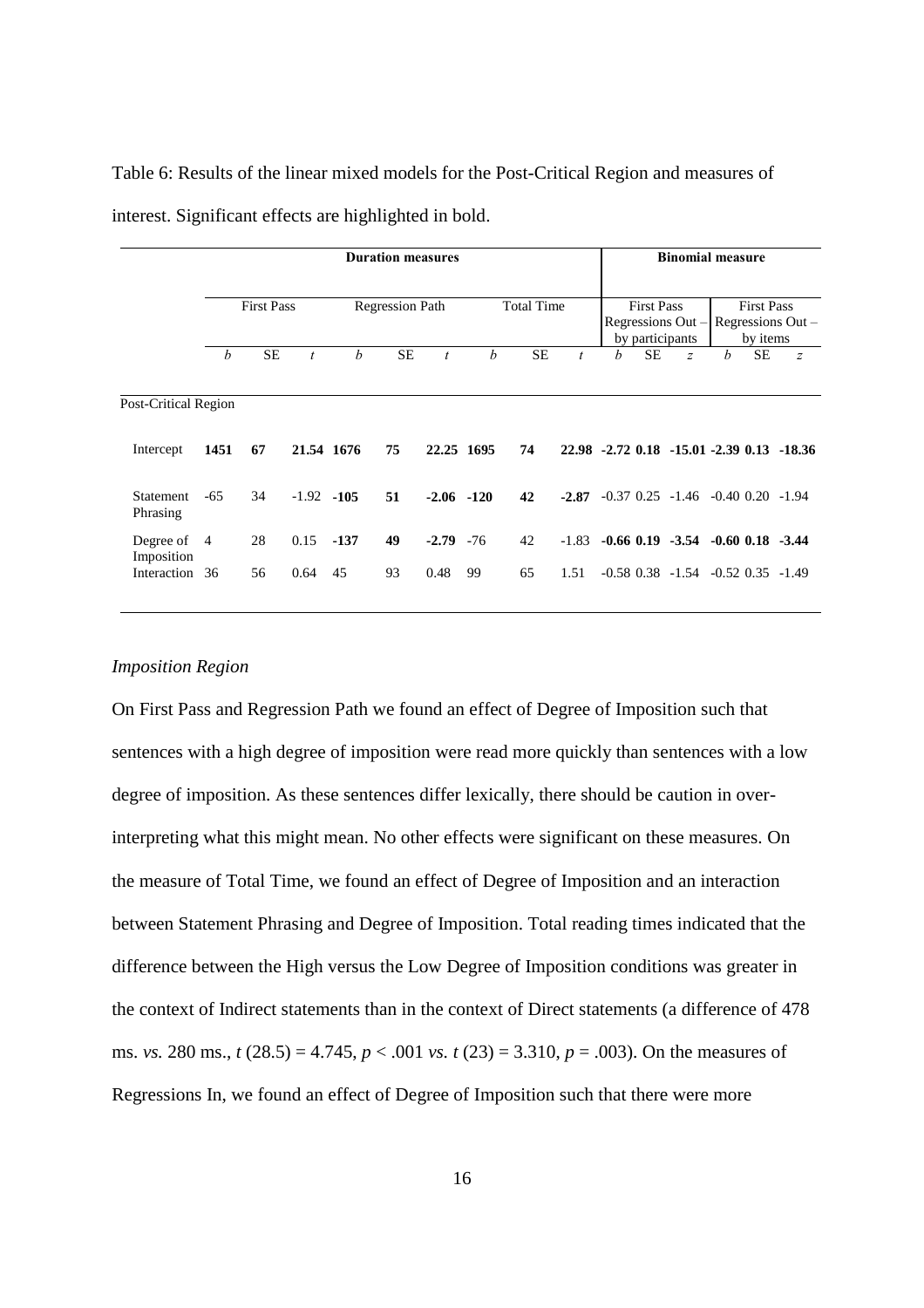Table 6: Results of the linear mixed models for the Post-Critical Region and measures of interest. Significant effects are highlighted in bold.

| | Duration measures | | | | | | | | | Binomial measure | | | | | |
|---|---|---|---|---|---|---|---|---|---|---|---|---|---|---|---|
| | First Pass | | | Regression Path | | | Total Time | | | First Pass Regressions Out – by participants | | | First Pass Regressions Out – by items | | |
| | *b* | SE | *t* | *b* | SE | *t* | *b* | SE | *t* | *b* | SE | *z* | *b* | SE | *z* |
| Post-Critical Region | | | | | | | | | | | | | | | |
| Intercept | **1451** | **67** | **21.54** | **1676** | **75** | **22.25** | **1695** | **74** | **22.98** | **-2.72** | **0.18** | **-15.01** | **-2.39** | **0.13** | **-18.36** |
| Statement Phrasing | -65 | 34 | -1.92 | **-105** | **51** | **-2.06** | **-120** | **42** | **-2.87** | -0.37 | 0.25 | -1.46 | -0.40 | 0.20 | -1.94 |
| Degree of Imposition | 4 | 28 | 0.15 | **-137** | **49** | **-2.79** | -76 | 42 | -1.83 | **-0.66** | **0.19** | **-3.54** | **-0.60** | **0.18** | **-3.44** |
| Interaction | 36 | 56 | 0.64 | 45 | 93 | 0.48 | 99 | 65 | 1.51 | -0.58 | 0.38 | -1.54 | -0.52 | 0.35 | -1.49 |

*Imposition Region*

On First Pass and Regression Path we found an effect of Degree of Imposition such that sentences with a high degree of imposition were read more quickly than sentences with a low degree of imposition. As these sentences differ lexically, there should be caution in over-interpreting what this might mean. No other effects were significant on these measures. On the measure of Total Time, we found an effect of Degree of Imposition and an interaction between Statement Phrasing and Degree of Imposition. Total reading times indicated that the difference between the High versus the Low Degree of Imposition conditions was greater in the context of Indirect statements than in the context of Direct statements (a difference of 478 ms. *vs.* 280 ms., $t\,(28.5) = 4.745$, $p < .001$ *vs.* $t\,(23) = 3.310$, $p = .003$). On the measures of Regressions In, we found an effect of Degree of Imposition such that there were more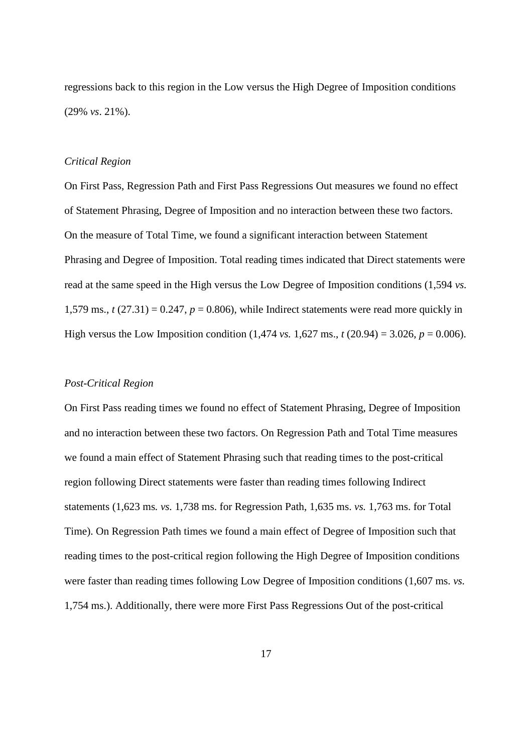regressions back to this region in the Low versus the High Degree of Imposition conditions (29% *vs*. 21%).

### *Critical Region*

On First Pass, Regression Path and First Pass Regressions Out measures we found no effect of Statement Phrasing, Degree of Imposition and no interaction between these two factors. On the measure of Total Time, we found a significant interaction between Statement Phrasing and Degree of Imposition. Total reading times indicated that Direct statements were read at the same speed in the High versus the Low Degree of Imposition conditions (1,594 *vs.* 1,579 ms., $t$ (27.31) = 0.247, $p$ = 0.806), while Indirect statements were read more quickly in High versus the Low Imposition condition (1,474 *vs.* 1,627 ms., $t$ (20.94) = 3.026, $p$ = 0.006).

### *Post-Critical Region*

On First Pass reading times we found no effect of Statement Phrasing, Degree of Imposition and no interaction between these two factors. On Regression Path and Total Time measures we found a main effect of Statement Phrasing such that reading times to the post-critical region following Direct statements were faster than reading times following Indirect statements (1,623 ms. *vs.* 1,738 ms. for Regression Path, 1,635 ms. *vs.* 1,763 ms. for Total Time). On Regression Path times we found a main effect of Degree of Imposition such that reading times to the post-critical region following the High Degree of Imposition conditions were faster than reading times following Low Degree of Imposition conditions (1,607 ms. *vs.* 1,754 ms.). Additionally, there were more First Pass Regressions Out of the post-critical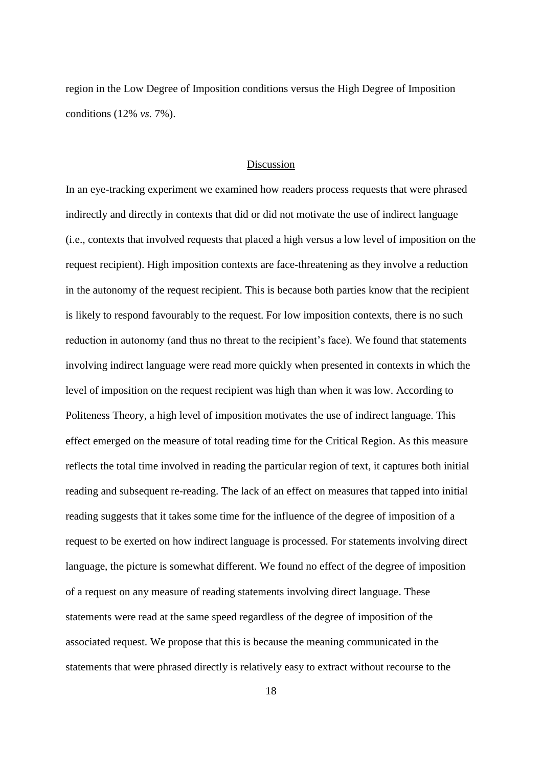region in the Low Degree of Imposition conditions versus the High Degree of Imposition conditions (12% *vs.* 7%).

## Discussion

In an eye-tracking experiment we examined how readers process requests that were phrased indirectly and directly in contexts that did or did not motivate the use of indirect language (i.e., contexts that involved requests that placed a high versus a low level of imposition on the request recipient). High imposition contexts are face-threatening as they involve a reduction in the autonomy of the request recipient. This is because both parties know that the recipient is likely to respond favourably to the request. For low imposition contexts, there is no such reduction in autonomy (and thus no threat to the recipient's face). We found that statements involving indirect language were read more quickly when presented in contexts in which the level of imposition on the request recipient was high than when it was low. According to Politeness Theory, a high level of imposition motivates the use of indirect language. This effect emerged on the measure of total reading time for the Critical Region. As this measure reflects the total time involved in reading the particular region of text, it captures both initial reading and subsequent re-reading. The lack of an effect on measures that tapped into initial reading suggests that it takes some time for the influence of the degree of imposition of a request to be exerted on how indirect language is processed. For statements involving direct language, the picture is somewhat different. We found no effect of the degree of imposition of a request on any measure of reading statements involving direct language. These statements were read at the same speed regardless of the degree of imposition of the associated request. We propose that this is because the meaning communicated in the statements that were phrased directly is relatively easy to extract without recourse to the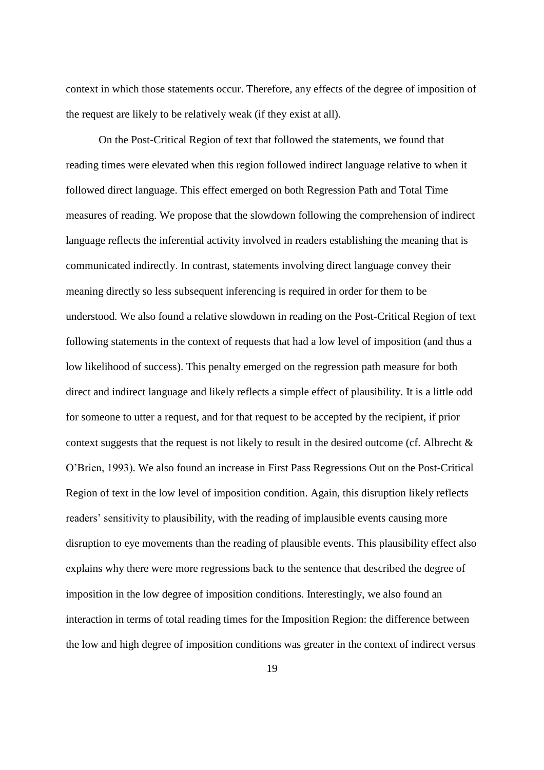context in which those statements occur. Therefore, any effects of the degree of imposition of the request are likely to be relatively weak (if they exist at all).

On the Post-Critical Region of text that followed the statements, we found that reading times were elevated when this region followed indirect language relative to when it followed direct language. This effect emerged on both Regression Path and Total Time measures of reading. We propose that the slowdown following the comprehension of indirect language reflects the inferential activity involved in readers establishing the meaning that is communicated indirectly. In contrast, statements involving direct language convey their meaning directly so less subsequent inferencing is required in order for them to be understood. We also found a relative slowdown in reading on the Post-Critical Region of text following statements in the context of requests that had a low level of imposition (and thus a low likelihood of success). This penalty emerged on the regression path measure for both direct and indirect language and likely reflects a simple effect of plausibility. It is a little odd for someone to utter a request, and for that request to be accepted by the recipient, if prior context suggests that the request is not likely to result in the desired outcome (cf. Albrecht & O'Brien, 1993). We also found an increase in First Pass Regressions Out on the Post-Critical Region of text in the low level of imposition condition. Again, this disruption likely reflects readers' sensitivity to plausibility, with the reading of implausible events causing more disruption to eye movements than the reading of plausible events. This plausibility effect also explains why there were more regressions back to the sentence that described the degree of imposition in the low degree of imposition conditions. Interestingly, we also found an interaction in terms of total reading times for the Imposition Region: the difference between the low and high degree of imposition conditions was greater in the context of indirect versus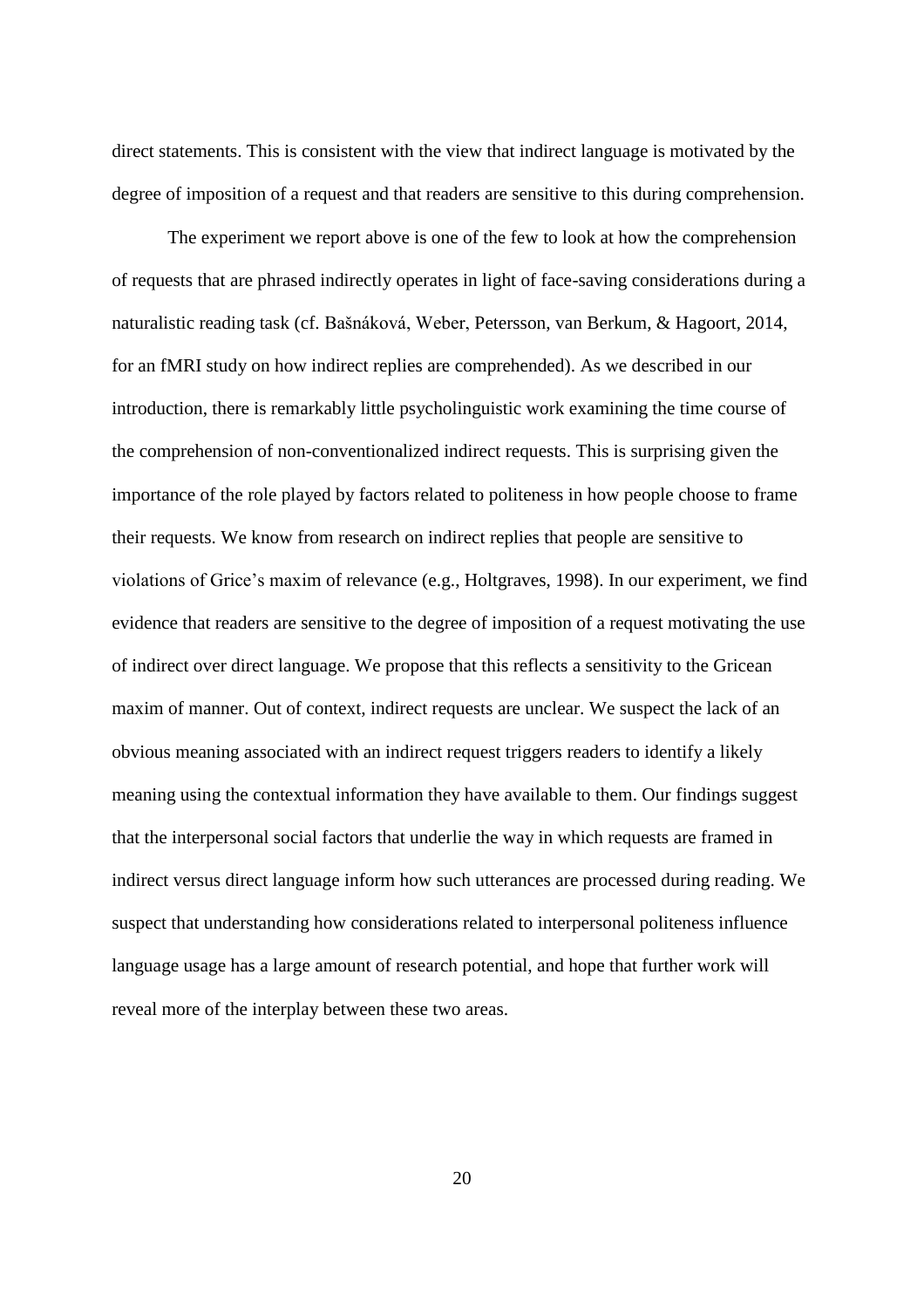direct statements. This is consistent with the view that indirect language is motivated by the degree of imposition of a request and that readers are sensitive to this during comprehension.

The experiment we report above is one of the few to look at how the comprehension of requests that are phrased indirectly operates in light of face-saving considerations during a naturalistic reading task (cf. Bašnáková, Weber, Petersson, van Berkum, & Hagoort, 2014, for an fMRI study on how indirect replies are comprehended). As we described in our introduction, there is remarkably little psycholinguistic work examining the time course of the comprehension of non-conventionalized indirect requests. This is surprising given the importance of the role played by factors related to politeness in how people choose to frame their requests. We know from research on indirect replies that people are sensitive to violations of Grice's maxim of relevance (e.g., Holtgraves, 1998). In our experiment, we find evidence that readers are sensitive to the degree of imposition of a request motivating the use of indirect over direct language. We propose that this reflects a sensitivity to the Gricean maxim of manner. Out of context, indirect requests are unclear. We suspect the lack of an obvious meaning associated with an indirect request triggers readers to identify a likely meaning using the contextual information they have available to them. Our findings suggest that the interpersonal social factors that underlie the way in which requests are framed in indirect versus direct language inform how such utterances are processed during reading. We suspect that understanding how considerations related to interpersonal politeness influence language usage has a large amount of research potential, and hope that further work will reveal more of the interplay between these two areas.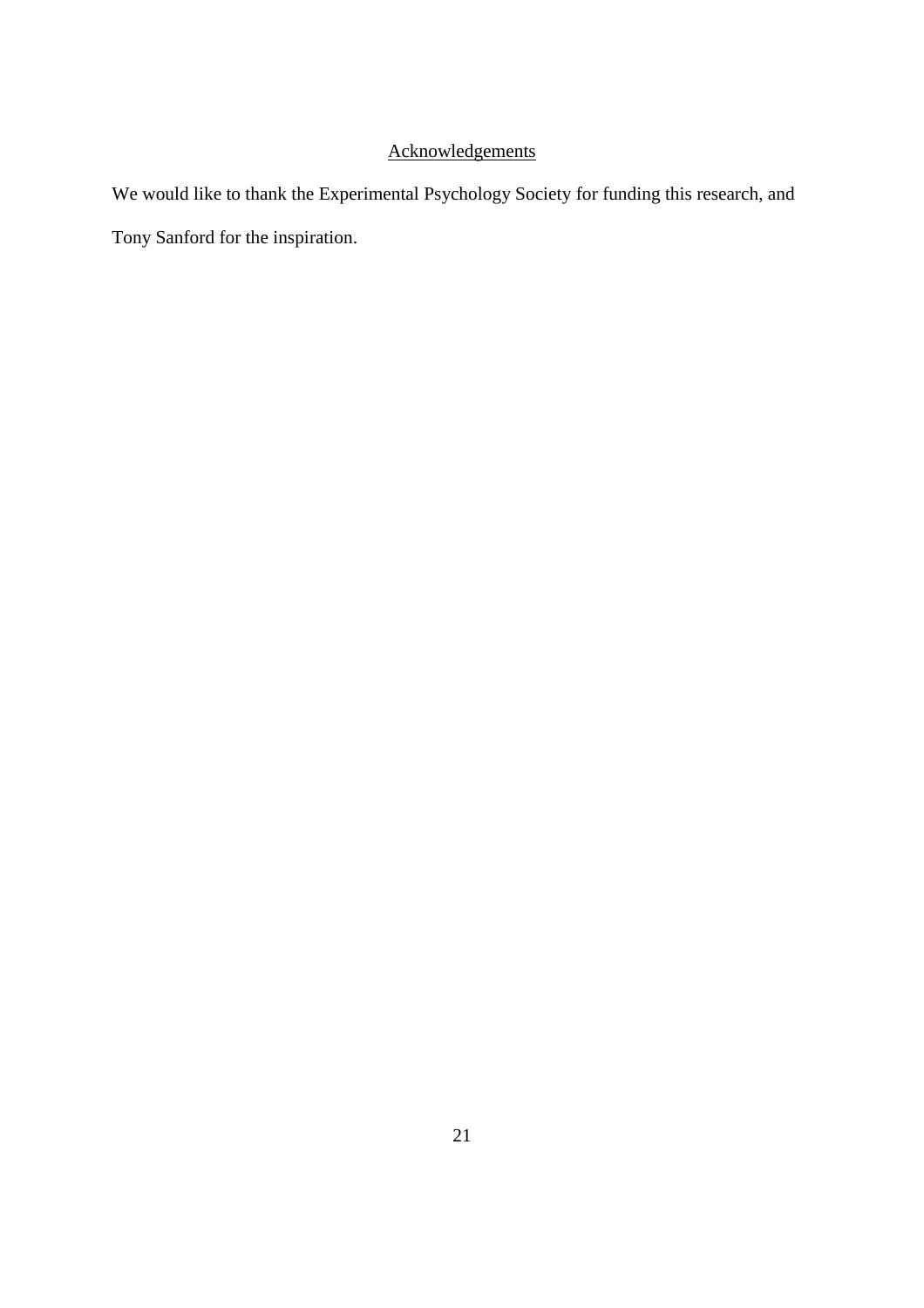## Acknowledgements

We would like to thank the Experimental Psychology Society for funding this research, and Tony Sanford for the inspiration.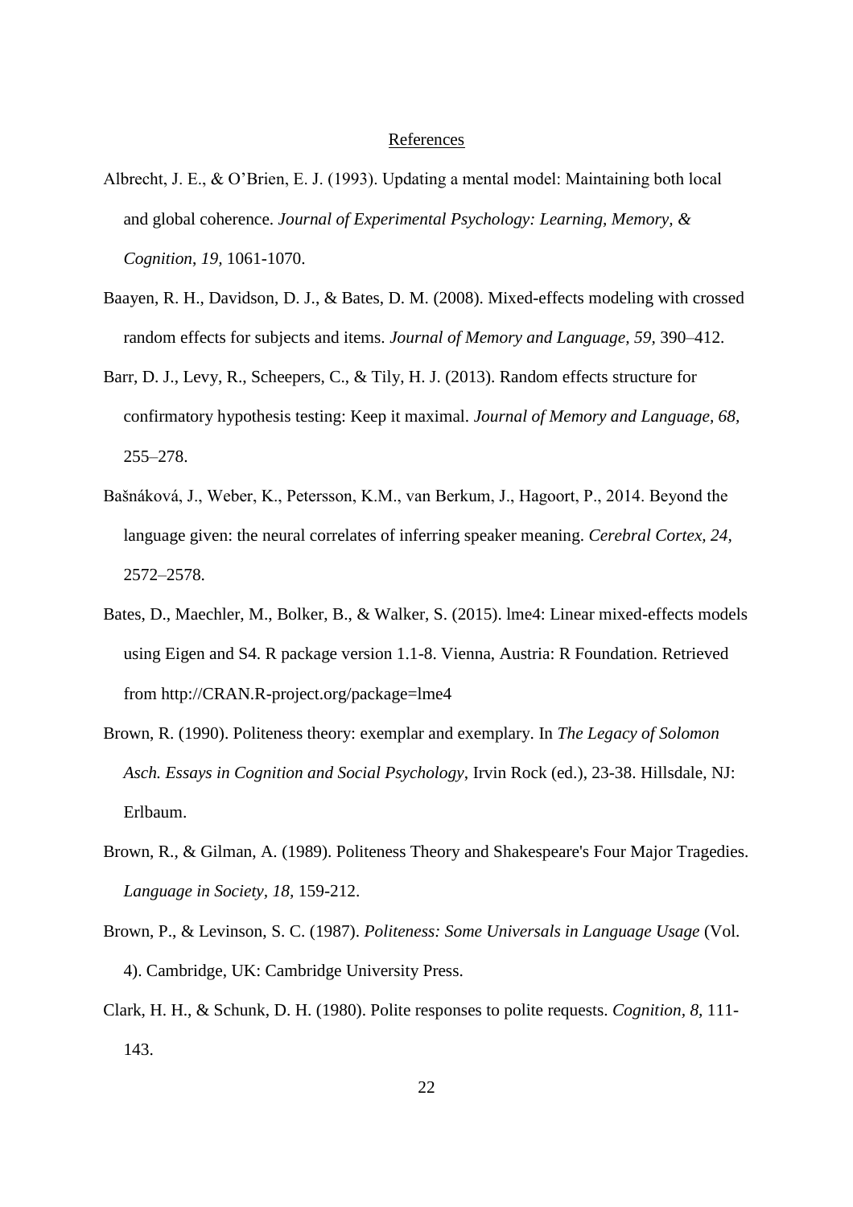# References

Albrecht, J. E., & O'Brien, E. J. (1993). Updating a mental model: Maintaining both local and global coherence. *Journal of Experimental Psychology: Learning, Memory, & Cognition*, *19,* 1061-1070.

Baayen, R. H., Davidson, D. J., & Bates, D. M. (2008). Mixed-effects modeling with crossed random effects for subjects and items. *Journal of Memory and Language, 59,* 390–412.

Barr, D. J., Levy, R., Scheepers, C., & Tily, H. J. (2013). Random effects structure for confirmatory hypothesis testing: Keep it maximal. *Journal of Memory and Language, 68,* 255–278.

Bašnáková, J., Weber, K., Petersson, K.M., van Berkum, J., Hagoort, P., 2014. Beyond the language given: the neural correlates of inferring speaker meaning. *Cerebral Cortex, 24,* 2572–2578.

Bates, D., Maechler, M., Bolker, B., & Walker, S. (2015). lme4: Linear mixed-effects models using Eigen and S4. R package version 1.1-8. Vienna, Austria: R Foundation. Retrieved from http://CRAN.R-project.org/package=lme4

Brown, R. (1990). Politeness theory: exemplar and exemplary. In *The Legacy of Solomon Asch. Essays in Cognition and Social Psychology*, Irvin Rock (ed.), 23-38. Hillsdale, NJ: Erlbaum.

Brown, R., & Gilman, A. (1989). Politeness Theory and Shakespeare's Four Major Tragedies. *Language in Society*, *18*, 159-212.

Brown, P., & Levinson, S. C. (1987). *Politeness: Some Universals in Language Usage* (Vol. 4). Cambridge, UK: Cambridge University Press.

Clark, H. H., & Schunk, D. H. (1980). Polite responses to polite requests. *Cognition*, *8*, 111-143.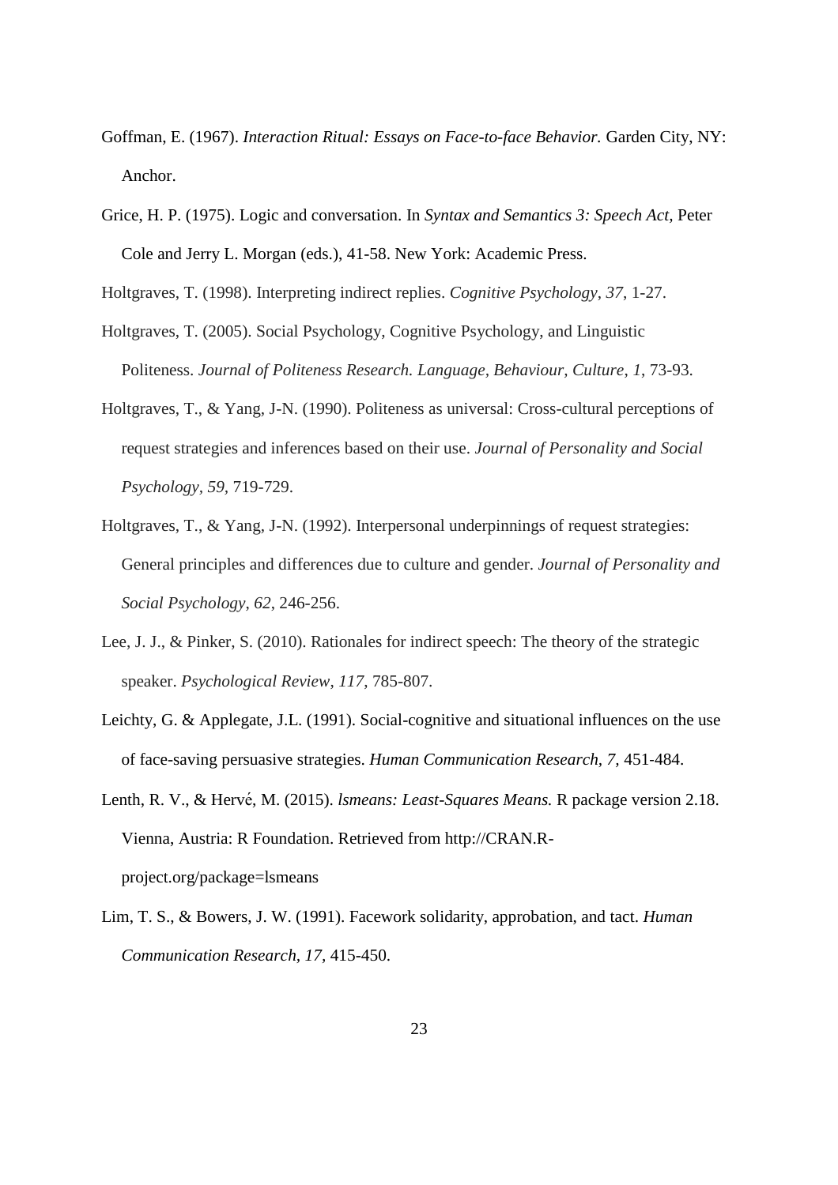Goffman, E. (1967). *Interaction Ritual: Essays on Face-to-face Behavior.* Garden City, NY: Anchor.

Grice, H. P. (1975). Logic and conversation. In *Syntax and Semantics 3: Speech Act,* Peter Cole and Jerry L. Morgan (eds.), 41-58. New York: Academic Press.

Holtgraves, T. (1998). Interpreting indirect replies. *Cognitive Psychology*, *37*, 1-27.

Holtgraves, T. (2005). Social Psychology, Cognitive Psychology, and Linguistic Politeness. *Journal of Politeness Research. Language, Behaviour, Culture*, *1*, 73-93.

Holtgraves, T., & Yang, J-N. (1990). Politeness as universal: Cross-cultural perceptions of request strategies and inferences based on their use. *Journal of Personality and Social Psychology*, *59*, 719-729.

Holtgraves, T., & Yang, J-N. (1992). Interpersonal underpinnings of request strategies: General principles and differences due to culture and gender. *Journal of Personality and Social Psychology*, *62*, 246-256.

Lee, J. J., & Pinker, S. (2010). Rationales for indirect speech: The theory of the strategic speaker. *Psychological Review*, *117*, 785-807.

Leichty, G. & Applegate, J.L. (1991). Social-cognitive and situational influences on the use of face-saving persuasive strategies. *Human Communication Research*, *7*, 451-484.

Lenth, R. V., & Hervé, M. (2015). *lsmeans: Least-Squares Means.* R package version 2.18. Vienna, Austria: R Foundation. Retrieved from http://CRAN.R-project.org/package=lsmeans

Lim, T. S., & Bowers, J. W. (1991). Facework solidarity, approbation, and tact. *Human Communication Research*, *17*, 415-450.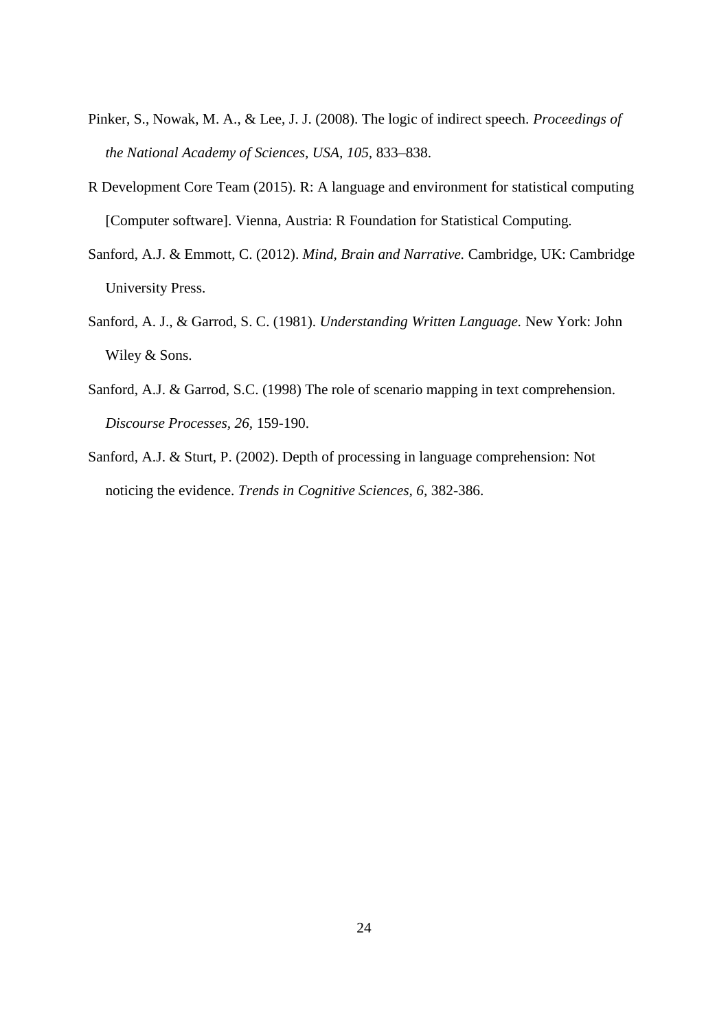Pinker, S., Nowak, M. A., & Lee, J. J. (2008). The logic of indirect speech. *Proceedings of the National Academy of Sciences, USA, 105,* 833–838.

R Development Core Team (2015). R: A language and environment for statistical computing [Computer software]. Vienna, Austria: R Foundation for Statistical Computing.

Sanford, A.J. & Emmott, C. (2012). *Mind, Brain and Narrative.* Cambridge, UK: Cambridge University Press.

Sanford, A. J., & Garrod, S. C. (1981). *Understanding Written Language.* New York: John Wiley & Sons.

Sanford, A.J. & Garrod, S.C. (1998) The role of scenario mapping in text comprehension. *Discourse Processes, 26,* 159-190.

Sanford, A.J. & Sturt, P. (2002). Depth of processing in language comprehension: Not noticing the evidence. *Trends in Cognitive Sciences, 6,* 382-386.